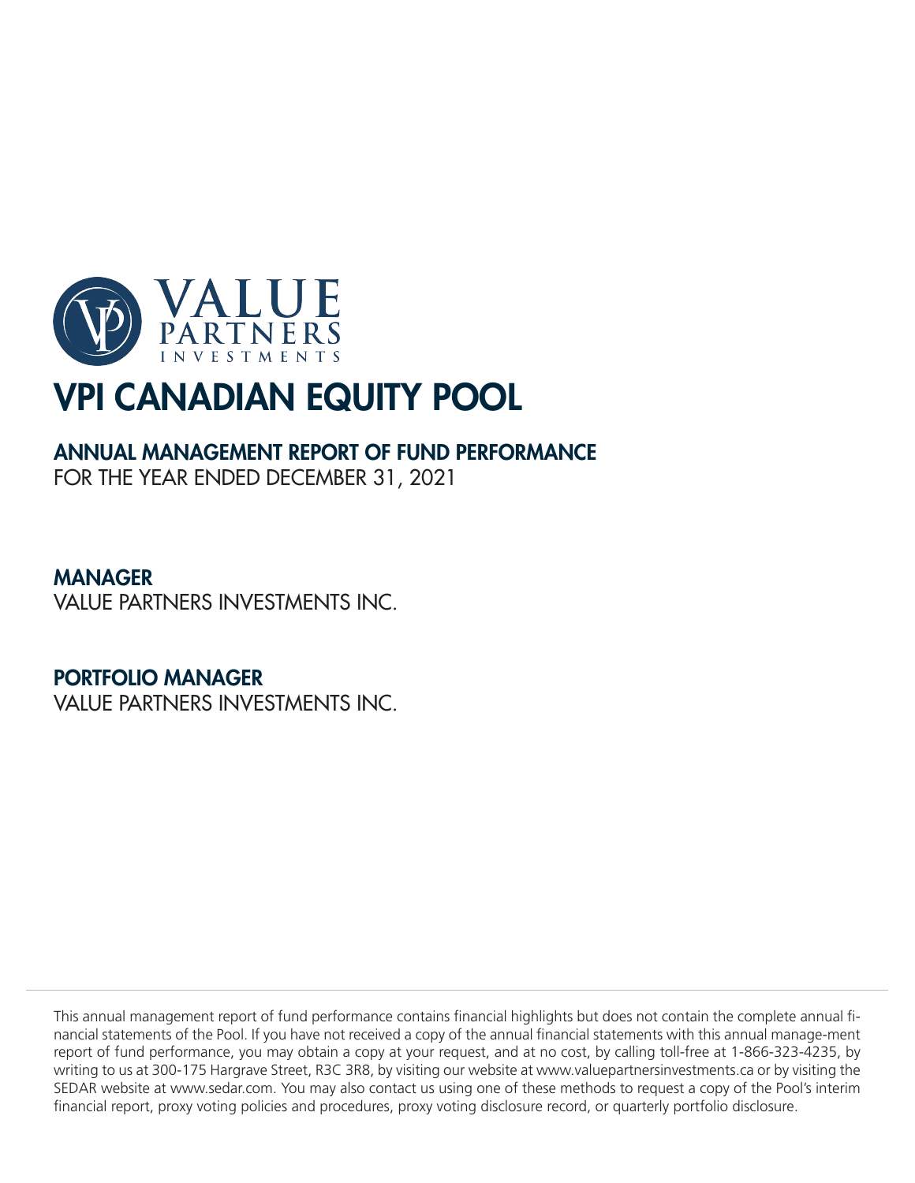VALUE PARTNERS INVESTMENTS

# VPI CANADIAN EQUITY POOL

## ANNUAL MANAGEMENT REPORT OF FUND PERFORMANCE

FOR THE YEAR ENDED DECEMBER 31, 2021

## MANAGER

VALUE PARTNERS INVESTMENTS INC.

## PORTFOLIO MANAGER

VALUE PARTNERS INVESTMENTS INC.

This annual management report of fund performance contains financial highlights but does not contain the complete annual financial statements of the Pool. If you have not received a copy of the annual financial statements with this annual manage-ment report of fund performance, you may obtain a copy at your request, and at no cost, by calling toll-free at 1-866-323-4235, by writing to us at 300-175 Hargrave Street, R3C 3R8, by visiting our website at www.valuepartnersinvestments.ca or by visiting the SEDAR website at www.sedar.com. You may also contact us using one of these methods to request a copy of the Pool's interim financial report, proxy voting policies and procedures, proxy voting disclosure record, or quarterly portfolio disclosure.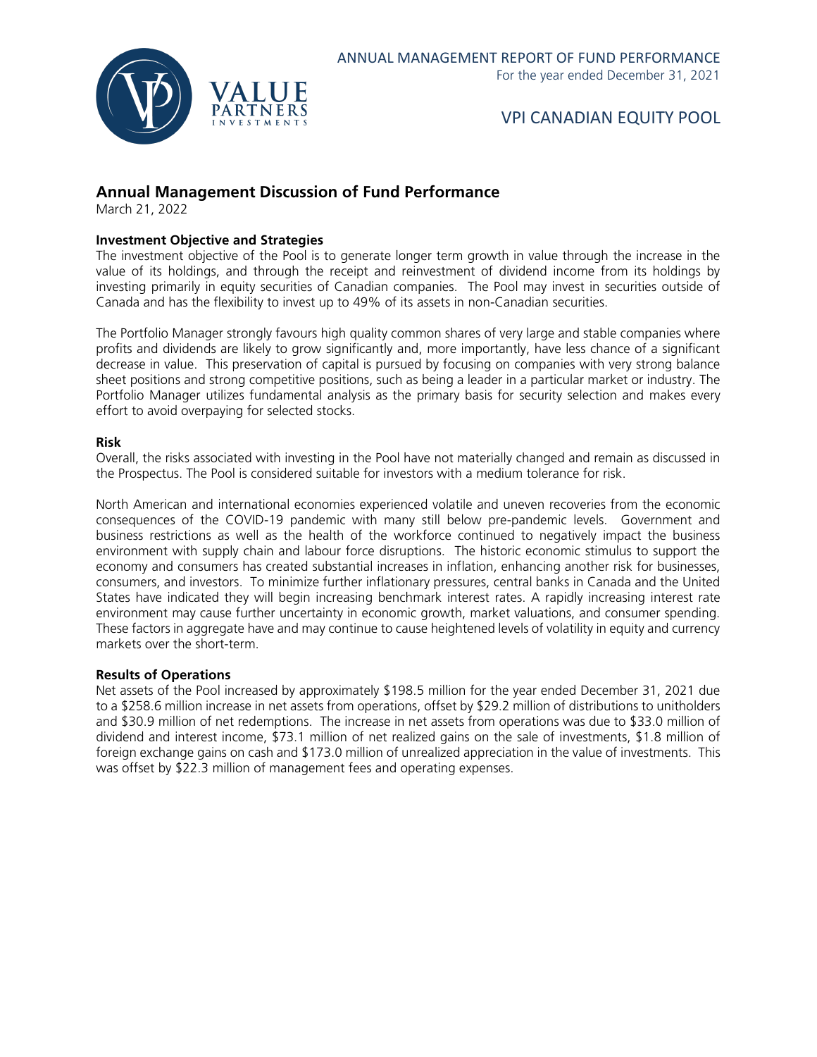# VPI CANADIAN EQUITY POOL

## Annual Management Discussion of Fund Performance

March 21, 2022

### Investment Objective and Strategies

The investment objective of the Pool is to generate longer term growth in value through the increase in the value of its holdings, and through the receipt and reinvestment of dividend income from its holdings by investing primarily in equity securities of Canadian companies. The Pool may invest in securities outside of Canada and has the flexibility to invest up to 49% of its assets in non-Canadian securities.

The Portfolio Manager strongly favours high quality common shares of very large and stable companies where profits and dividends are likely to grow significantly and, more importantly, have less chance of a significant decrease in value. This preservation of capital is pursued by focusing on companies with very strong balance sheet positions and strong competitive positions, such as being a leader in a particular market or industry. The Portfolio Manager utilizes fundamental analysis as the primary basis for security selection and makes every effort to avoid overpaying for selected stocks.

### Risk

Overall, the risks associated with investing in the Pool have not materially changed and remain as discussed in the Prospectus. The Pool is considered suitable for investors with a medium tolerance for risk.

North American and international economies experienced volatile and uneven recoveries from the economic consequences of the COVID-19 pandemic with many still below pre-pandemic levels. Government and business restrictions as well as the health of the workforce continued to negatively impact the business environment with supply chain and labour force disruptions. The historic economic stimulus to support the economy and consumers has created substantial increases in inflation, enhancing another risk for businesses, consumers, and investors. To minimize further inflationary pressures, central banks in Canada and the United States have indicated they will begin increasing benchmark interest rates. A rapidly increasing interest rate environment may cause further uncertainty in economic growth, market valuations, and consumer spending. These factors in aggregate have and may continue to cause heightened levels of volatility in equity and currency markets over the short-term.

### Results of Operations

Net assets of the Pool increased by approximately $198.5 million for the year ended December 31, 2021 due to a $258.6 million increase in net assets from operations, offset by $29.2 million of distributions to unitholders and $30.9 million of net redemptions. The increase in net assets from operations was due to $33.0 million of dividend and interest income, $73.1 million of net realized gains on the sale of investments, $1.8 million of foreign exchange gains on cash and $173.0 million of unrealized appreciation in the value of investments. This was offset by $22.3 million of management fees and operating expenses.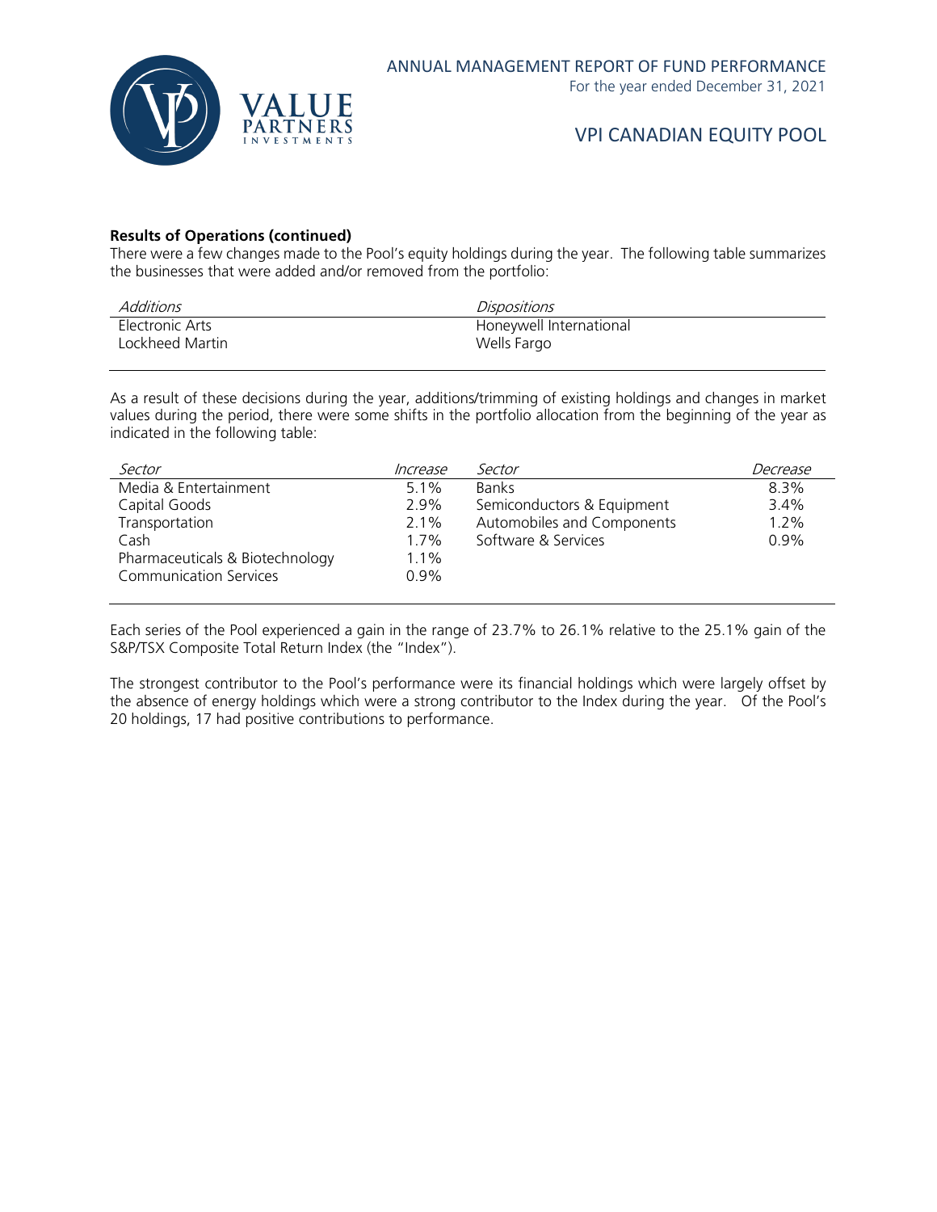**Results of Operations (continued)**

There were a few changes made to the Pool's equity holdings during the year. The following table summarizes the businesses that were added and/or removed from the portfolio:

| *Additions* | *Dispositions* |
|---|---|
| Electronic Arts | Honeywell International |
| Lockheed Martin | Wells Fargo |

As a result of these decisions during the year, additions/trimming of existing holdings and changes in market values during the period, there were some shifts in the portfolio allocation from the beginning of the year as indicated in the following table:

| *Sector* | *Increase* | *Sector* | *Decrease* |
|---|---|---|---|
| Media & Entertainment | 5.1% | Banks | 8.3% |
| Capital Goods | 2.9% | Semiconductors & Equipment | 3.4% |
| Transportation | 2.1% | Automobiles and Components | 1.2% |
| Cash | 1.7% | Software & Services | 0.9% |
| Pharmaceuticals & Biotechnology | 1.1% | | |
| Communication Services | 0.9% | | |

Each series of the Pool experienced a gain in the range of 23.7% to 26.1% relative to the 25.1% gain of the S&P/TSX Composite Total Return Index (the "Index").

The strongest contributor to the Pool's performance were its financial holdings which were largely offset by the absence of energy holdings which were a strong contributor to the Index during the year. Of the Pool's 20 holdings, 17 had positive contributions to performance.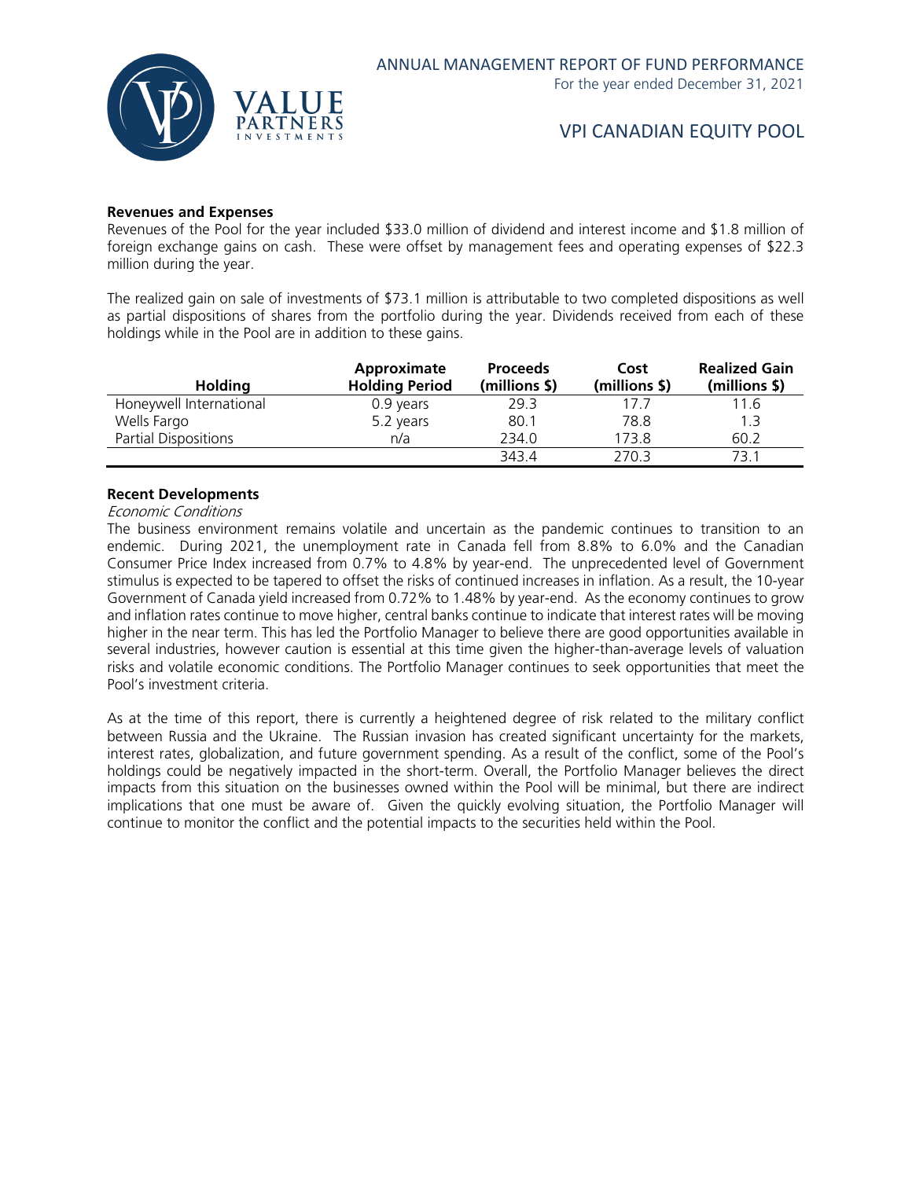### Revenues and Expenses

Revenues of the Pool for the year included $33.0 million of dividend and interest income and $1.8 million of foreign exchange gains on cash. These were offset by management fees and operating expenses of $22.3 million during the year.

The realized gain on sale of investments of $73.1 million is attributable to two completed dispositions as well as partial dispositions of shares from the portfolio during the year. Dividends received from each of these holdings while in the Pool are in addition to these gains.

| Holding | Approximate Holding Period | Proceeds (millions $) | Cost (millions $) | Realized Gain (millions $) |
|---|---|---|---|---|
| Honeywell International | 0.9 years | 29.3 | 17.7 | 11.6 |
| Wells Fargo | 5.2 years | 80.1 | 78.8 | 1.3 |
| Partial Dispositions | n/a | 234.0 | 173.8 | 60.2 |
| | | 343.4 | 270.3 | 73.1 |

### Recent Developments

*Economic Conditions*

The business environment remains volatile and uncertain as the pandemic continues to transition to an endemic. During 2021, the unemployment rate in Canada fell from 8.8% to 6.0% and the Canadian Consumer Price Index increased from 0.7% to 4.8% by year-end. The unprecedented level of Government stimulus is expected to be tapered to offset the risks of continued increases in inflation. As a result, the 10-year Government of Canada yield increased from 0.72% to 1.48% by year-end. As the economy continues to grow and inflation rates continue to move higher, central banks continue to indicate that interest rates will be moving higher in the near term. This has led the Portfolio Manager to believe there are good opportunities available in several industries, however caution is essential at this time given the higher-than-average levels of valuation risks and volatile economic conditions. The Portfolio Manager continues to seek opportunities that meet the Pool's investment criteria.

As at the time of this report, there is currently a heightened degree of risk related to the military conflict between Russia and the Ukraine. The Russian invasion has created significant uncertainty for the markets, interest rates, globalization, and future government spending. As a result of the conflict, some of the Pool's holdings could be negatively impacted in the short-term. Overall, the Portfolio Manager believes the direct impacts from this situation on the businesses owned within the Pool will be minimal, but there are indirect implications that one must be aware of. Given the quickly evolving situation, the Portfolio Manager will continue to monitor the conflict and the potential impacts to the securities held within the Pool.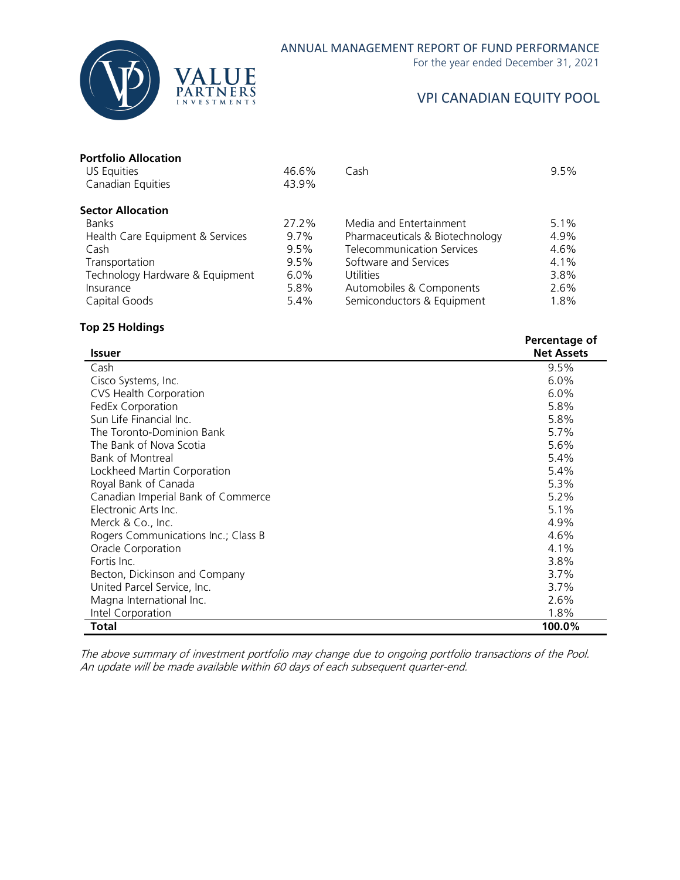## Portfolio Allocation

| | | | |
|---|---|---|---|
| US Equities | 46.6% | Cash | 9.5% |
| Canadian Equities | 43.9% | | |

## Sector Allocation

| | | | |
|---|---|---|---|
| Banks | 27.2% | Media and Entertainment | 5.1% |
| Health Care Equipment & Services | 9.7% | Pharmaceuticals & Biotechnology | 4.9% |
| Cash | 9.5% | Telecommunication Services | 4.6% |
| Transportation | 9.5% | Software and Services | 4.1% |
| Technology Hardware & Equipment | 6.0% | Utilities | 3.8% |
| Insurance | 5.8% | Automobiles & Components | 2.6% |
| Capital Goods | 5.4% | Semiconductors & Equipment | 1.8% |

## Top 25 Holdings

| Issuer | Percentage of Net Assets |
|---|---|
| Cash | 9.5% |
| Cisco Systems, Inc. | 6.0% |
| CVS Health Corporation | 6.0% |
| FedEx Corporation | 5.8% |
| Sun Life Financial Inc. | 5.8% |
| The Toronto-Dominion Bank | 5.7% |
| The Bank of Nova Scotia | 5.6% |
| Bank of Montreal | 5.4% |
| Lockheed Martin Corporation | 5.4% |
| Royal Bank of Canada | 5.3% |
| Canadian Imperial Bank of Commerce | 5.2% |
| Electronic Arts Inc. | 5.1% |
| Merck & Co., Inc. | 4.9% |
| Rogers Communications Inc.; Class B | 4.6% |
| Oracle Corporation | 4.1% |
| Fortis Inc. | 3.8% |
| Becton, Dickinson and Company | 3.7% |
| United Parcel Service, Inc. | 3.7% |
| Magna International Inc. | 2.6% |
| Intel Corporation | 1.8% |
| **Total** | **100.0%** |

*The above summary of investment portfolio may change due to ongoing portfolio transactions of the Pool. An update will be made available within 60 days of each subsequent quarter-end.*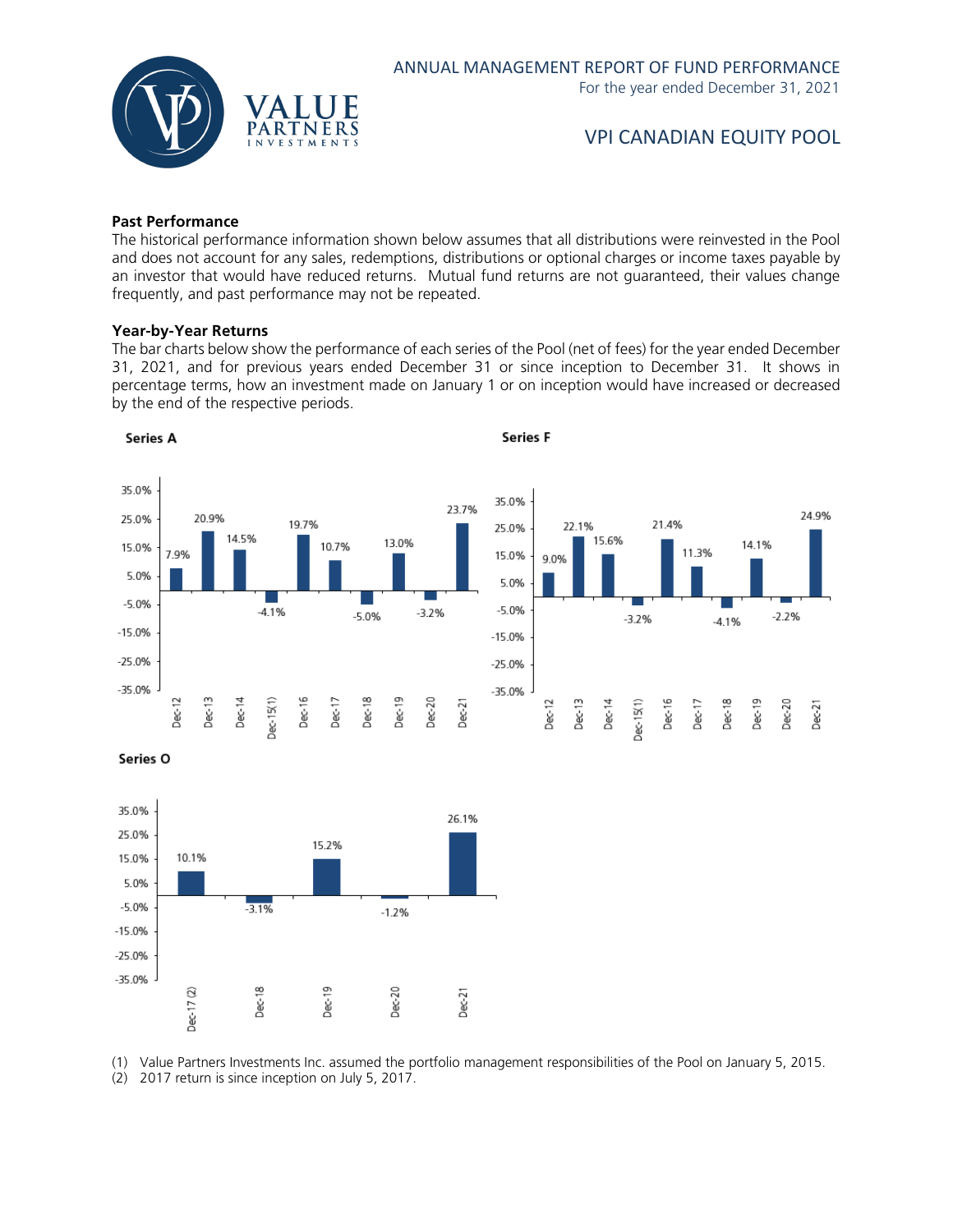## Past Performance

The historical performance information shown below assumes that all distributions were reinvested in the Pool and does not account for any sales, redemptions, distributions or optional charges or income taxes payable by an investor that would have reduced returns. Mutual fund returns are not guaranteed, their values change frequently, and past performance may not be repeated.

## Year-by-Year Returns

The bar charts below show the performance of each series of the Pool (net of fees) for the year ended December 31, 2021, and for previous years ended December 31 or since inception to December 31. It shows in percentage terms, how an investment made on January 1 or on inception would have increased or decreased by the end of the respective periods.

**Series A**

| Dec-12 | Dec-13 | Dec-14 | Dec-15(1) | Dec-16 | Dec-17 | Dec-18 | Dec-19 | Dec-20 | Dec-21 |
|---|---|---|---|---|---|---|---|---|---|
| 7.9% | 20.9% | 14.5% | -4.1% | 19.7% | 10.7% | -5.0% | 13.0% | -3.2% | 23.7% |

**Series F**

| Dec-12 | Dec-13 | Dec-14 | Dec-15(1) | Dec-16 | Dec-17 | Dec-18 | Dec-19 | Dec-20 | Dec-21 |
|---|---|---|---|---|---|---|---|---|---|
| 9.0% | 22.1% | 15.6% | -3.2% | 21.4% | 11.3% | -4.1% | 14.1% | -2.2% | 24.9% |

**Series O**

| Dec-17 (2) | Dec-18 | Dec-19 | Dec-20 | Dec-21 |
|---|---|---|---|---|
| 10.1% | -3.1% | 15.2% | -1.2% | 26.1% |

(1) Value Partners Investments Inc. assumed the portfolio management responsibilities of the Pool on January 5, 2015.
(2) 2017 return is since inception on July 5, 2017.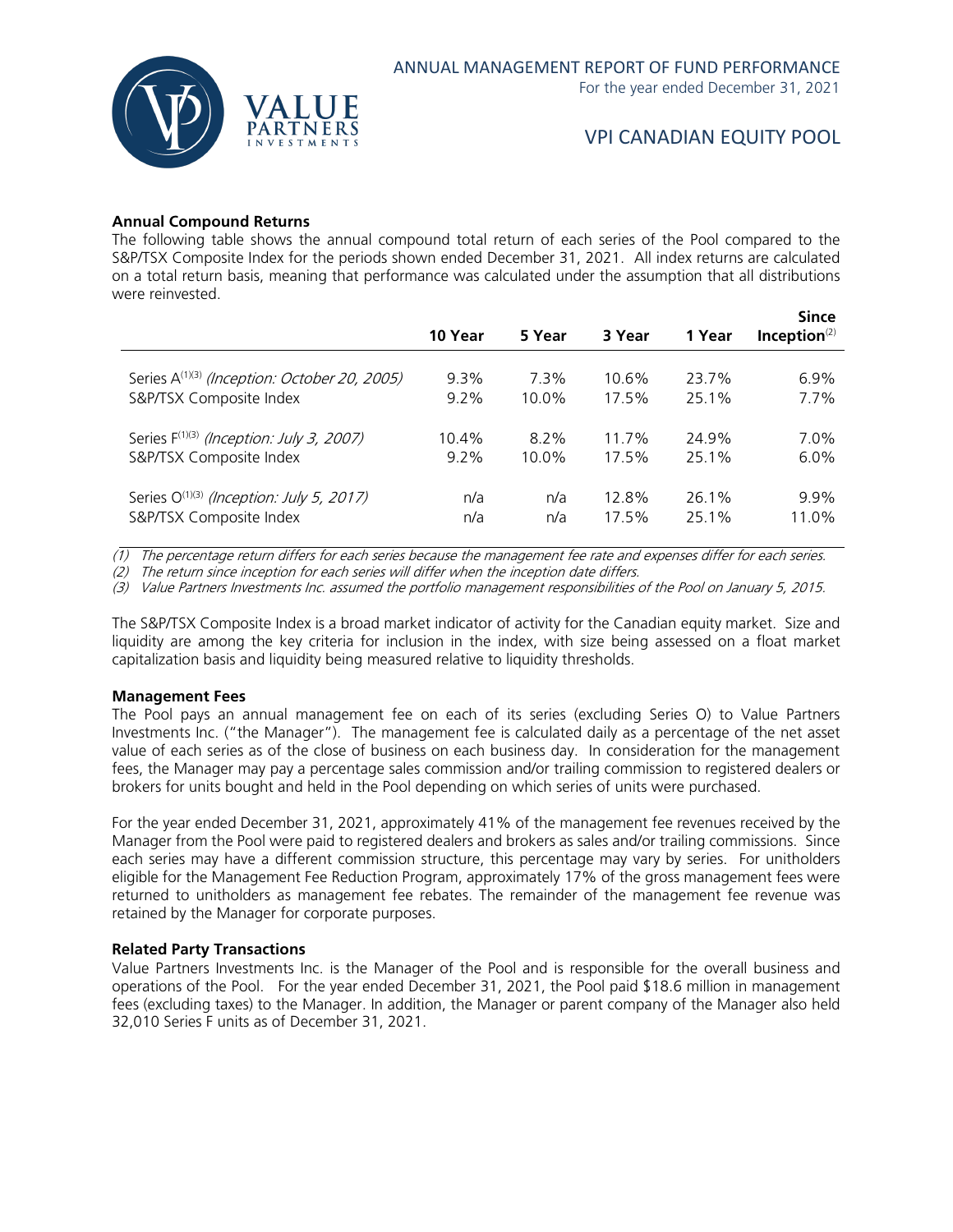### Annual Compound Returns

The following table shows the annual compound total return of each series of the Pool compared to the S&P/TSX Composite Index for the periods shown ended December 31, 2021. All index returns are calculated on a total return basis, meaning that performance was calculated under the assumption that all distributions were reinvested.

| | 10 Year | 5 Year | 3 Year | 1 Year | Since Inception[2] |
|---|---|---|---|---|---|
| Series A[1][3] *(Inception: October 20, 2005)* | 9.3% | 7.3% | 10.6% | 23.7% | 6.9% |
| S&P/TSX Composite Index | 9.2% | 10.0% | 17.5% | 25.1% | 7.7% |
| Series F[1][3] *(Inception: July 3, 2007)* | 10.4% | 8.2% | 11.7% | 24.9% | 7.0% |
| S&P/TSX Composite Index | 9.2% | 10.0% | 17.5% | 25.1% | 6.0% |
| Series O[1][3] *(Inception: July 5, 2017)* | n/a | n/a | 12.8% | 26.1% | 9.9% |
| S&P/TSX Composite Index | n/a | n/a | 17.5% | 25.1% | 11.0% |

*(1) The percentage return differs for each series because the management fee rate and expenses differ for each series.*

*(2) The return since inception for each series will differ when the inception date differs.*

*(3) Value Partners Investments Inc. assumed the portfolio management responsibilities of the Pool on January 5, 2015.*

The S&P/TSX Composite Index is a broad market indicator of activity for the Canadian equity market. Size and liquidity are among the key criteria for inclusion in the index, with size being assessed on a float market capitalization basis and liquidity being measured relative to liquidity thresholds.

### Management Fees

The Pool pays an annual management fee on each of its series (excluding Series O) to Value Partners Investments Inc. ("the Manager"). The management fee is calculated daily as a percentage of the net asset value of each series as of the close of business on each business day. In consideration for the management fees, the Manager may pay a percentage sales commission and/or trailing commission to registered dealers or brokers for units bought and held in the Pool depending on which series of units were purchased.

For the year ended December 31, 2021, approximately 41% of the management fee revenues received by the Manager from the Pool were paid to registered dealers and brokers as sales and/or trailing commissions. Since each series may have a different commission structure, this percentage may vary by series. For unitholders eligible for the Management Fee Reduction Program, approximately 17% of the gross management fees were returned to unitholders as management fee rebates. The remainder of the management fee revenue was retained by the Manager for corporate purposes.

### Related Party Transactions

Value Partners Investments Inc. is the Manager of the Pool and is responsible for the overall business and operations of the Pool. For the year ended December 31, 2021, the Pool paid $18.6 million in management fees (excluding taxes) to the Manager. In addition, the Manager or parent company of the Manager also held 32,010 Series F units as of December 31, 2021.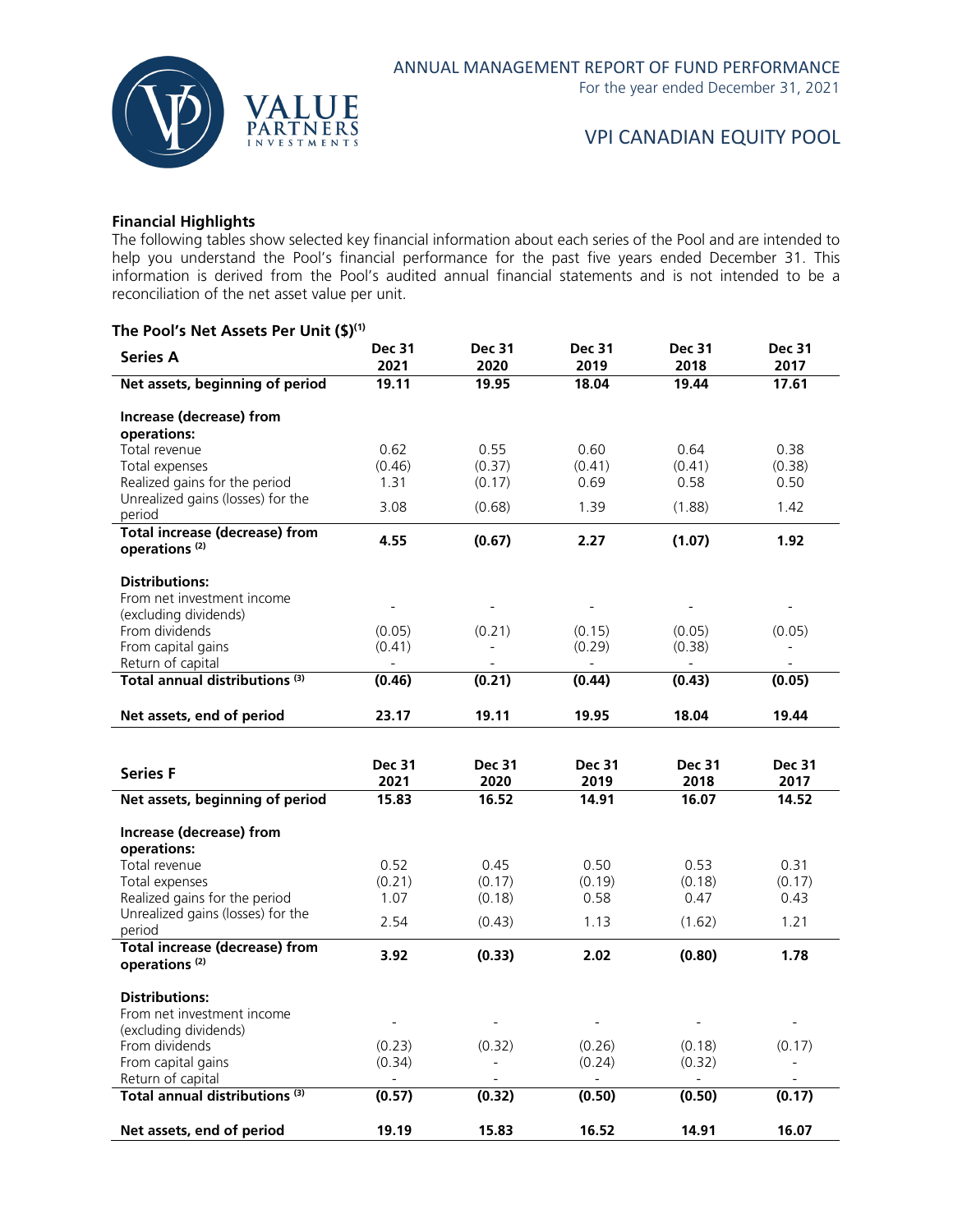## Financial Highlights

The following tables show selected key financial information about each series of the Pool and are intended to help you understand the Pool's financial performance for the past five years ended December 31. This information is derived from the Pool's audited annual financial statements and is not intended to be a reconciliation of the net asset value per unit.

### The Pool's Net Assets Per Unit ($)[(1)]

| Series A | Dec 31 2021 | Dec 31 2020 | Dec 31 2019 | Dec 31 2018 | Dec 31 2017 |
|---|---|---|---|---|---|
| **Net assets, beginning of period** | **19.11** | **19.95** | **18.04** | **19.44** | **17.61** |
| **Increase (decrease) from operations:** | | | | | |
| Total revenue | 0.62 | 0.55 | 0.60 | 0.64 | 0.38 |
| Total expenses | (0.46) | (0.37) | (0.41) | (0.41) | (0.38) |
| Realized gains for the period | 1.31 | (0.17) | 0.69 | 0.58 | 0.50 |
| Unrealized gains (losses) for the period | 3.08 | (0.68) | 1.39 | (1.88) | 1.42 |
| **Total increase (decrease) from operations [(2)]** | **4.55** | **(0.67)** | **2.27** | **(1.07)** | **1.92** |
| **Distributions:** | | | | | |
| From net investment income (excluding dividends) | - | - | - | - | - |
| From dividends | (0.05) | (0.21) | (0.15) | (0.05) | (0.05) |
| From capital gains | (0.41) | - | (0.29) | (0.38) | - |
| Return of capital | - | - | - | - | - |
| **Total annual distributions [(3)]** | **(0.46)** | **(0.21)** | **(0.44)** | **(0.43)** | **(0.05)** |
| **Net assets, end of period** | **23.17** | **19.11** | **19.95** | **18.04** | **19.44** |

| Series F | Dec 31 2021 | Dec 31 2020 | Dec 31 2019 | Dec 31 2018 | Dec 31 2017 |
|---|---|---|---|---|---|
| **Net assets, beginning of period** | **15.83** | **16.52** | **14.91** | **16.07** | **14.52** |
| **Increase (decrease) from operations:** | | | | | |
| Total revenue | 0.52 | 0.45 | 0.50 | 0.53 | 0.31 |
| Total expenses | (0.21) | (0.17) | (0.19) | (0.18) | (0.17) |
| Realized gains for the period | 1.07 | (0.18) | 0.58 | 0.47 | 0.43 |
| Unrealized gains (losses) for the period | 2.54 | (0.43) | 1.13 | (1.62) | 1.21 |
| **Total increase (decrease) from operations [(2)]** | **3.92** | **(0.33)** | **2.02** | **(0.80)** | **1.78** |
| **Distributions:** | | | | | |
| From net investment income (excluding dividends) | - | - | - | - | - |
| From dividends | (0.23) | (0.32) | (0.26) | (0.18) | (0.17) |
| From capital gains | (0.34) | - | (0.24) | (0.32) | - |
| Return of capital | - | - | - | - | - |
| **Total annual distributions [(3)]** | **(0.57)** | **(0.32)** | **(0.50)** | **(0.50)** | **(0.17)** |
| **Net assets, end of period** | **19.19** | **15.83** | **16.52** | **14.91** | **16.07** |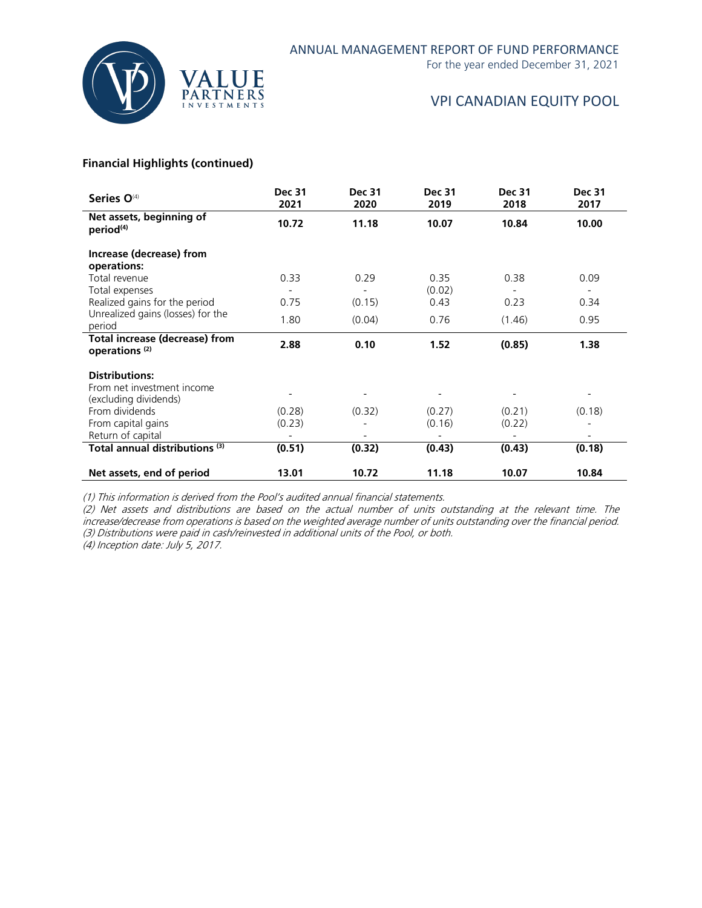### Financial Highlights (continued)

| Series O[4] | Dec 31 2021 | Dec 31 2020 | Dec 31 2019 | Dec 31 2018 | Dec 31 2017 |
|---|---|---|---|---|---|
| **Net assets, beginning of period[4]** | **10.72** | **11.18** | **10.07** | **10.84** | **10.00** |
| **Increase (decrease) from operations:** | | | | | |
| Total revenue | 0.33 | 0.29 | 0.35 | 0.38 | 0.09 |
| Total expenses | - | - | (0.02) | - | - |
| Realized gains for the period | 0.75 | (0.15) | 0.43 | 0.23 | 0.34 |
| Unrealized gains (losses) for the period | 1.80 | (0.04) | 0.76 | (1.46) | 0.95 |
| **Total increase (decrease) from operations [2]** | **2.88** | **0.10** | **1.52** | **(0.85)** | **1.38** |
| **Distributions:** | | | | | |
| From net investment income (excluding dividends) | - | - | - | - | - |
| From dividends | (0.28) | (0.32) | (0.27) | (0.21) | (0.18) |
| From capital gains | (0.23) | - | (0.16) | (0.22) | - |
| Return of capital | - | - | - | - | - |
| **Total annual distributions [3]** | **(0.51)** | **(0.32)** | **(0.43)** | **(0.43)** | **(0.18)** |
| **Net assets, end of period** | **13.01** | **10.72** | **11.18** | **10.07** | **10.84** |

*(1) This information is derived from the Pool's audited annual financial statements.*
*(2) Net assets and distributions are based on the actual number of units outstanding at the relevant time. The increase/decrease from operations is based on the weighted average number of units outstanding over the financial period.*
*(3) Distributions were paid in cash/reinvested in additional units of the Pool, or both.*
*(4) Inception date: July 5, 2017.*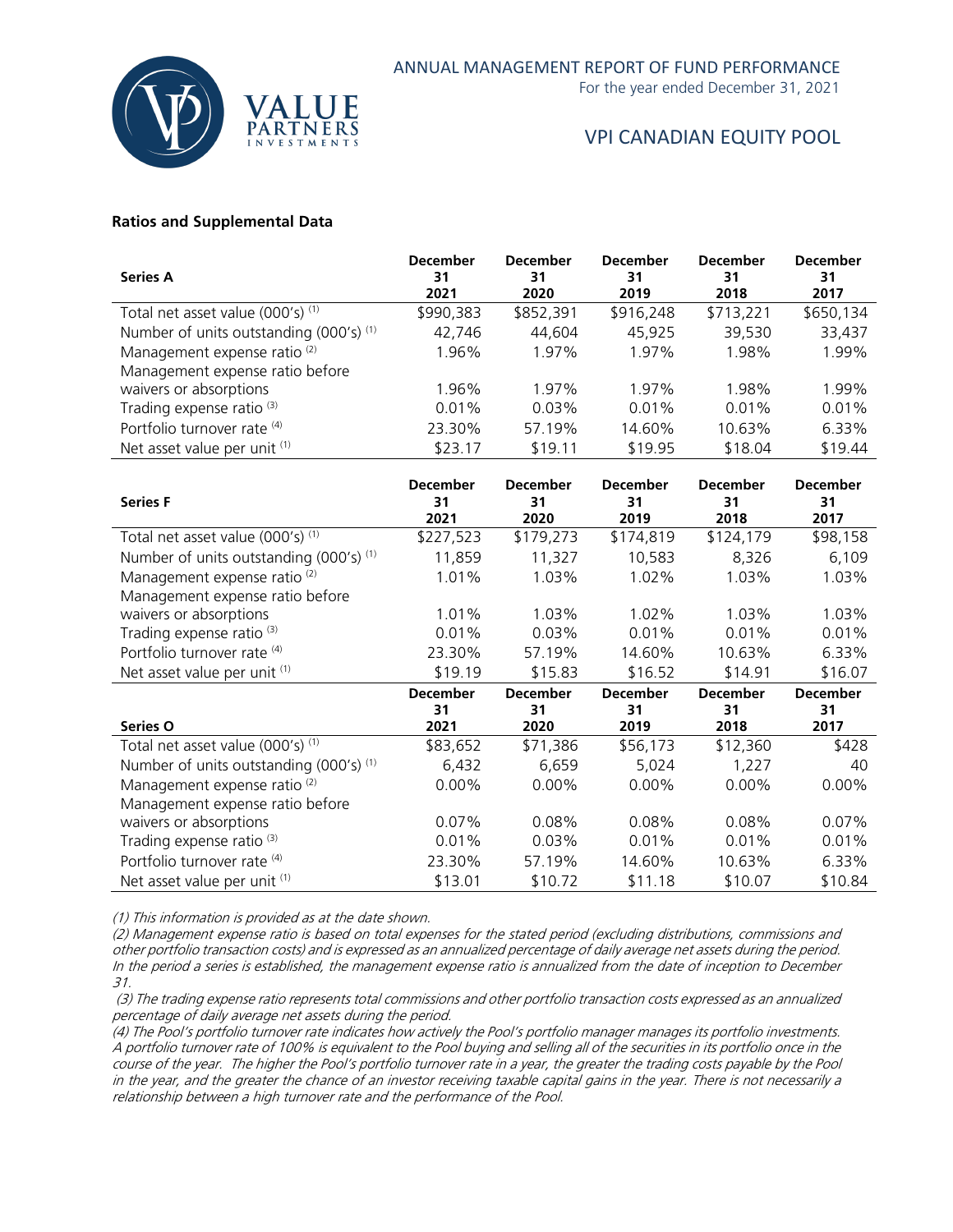### Ratios and Supplemental Data

| Series A | December 31 2021 | December 31 2020 | December 31 2019 | December 31 2018 | December 31 2017 |
|---|---|---|---|---|---|
| Total net asset value (000's) (1) | \$990,383 | \$852,391 | \$916,248 | \$713,221 | \$650,134 |
| Number of units outstanding (000's) (1) | 42,746 | 44,604 | 45,925 | 39,530 | 33,437 |
| Management expense ratio (2) | 1.96% | 1.97% | 1.97% | 1.98% | 1.99% |
| Management expense ratio before waivers or absorptions | 1.96% | 1.97% | 1.97% | 1.98% | 1.99% |
| Trading expense ratio (3) | 0.01% | 0.03% | 0.01% | 0.01% | 0.01% |
| Portfolio turnover rate (4) | 23.30% | 57.19% | 14.60% | 10.63% | 6.33% |
| Net asset value per unit (1) | \$23.17 | \$19.11 | \$19.95 | \$18.04 | \$19.44 |

| Series F | December 31 2021 | December 31 2020 | December 31 2019 | December 31 2018 | December 31 2017 |
|---|---|---|---|---|---|
| Total net asset value (000's) (1) | \$227,523 | \$179,273 | \$174,819 | \$124,179 | \$98,158 |
| Number of units outstanding (000's) (1) | 11,859 | 11,327 | 10,583 | 8,326 | 6,109 |
| Management expense ratio (2) | 1.01% | 1.03% | 1.02% | 1.03% | 1.03% |
| Management expense ratio before waivers or absorptions | 1.01% | 1.03% | 1.02% | 1.03% | 1.03% |
| Trading expense ratio (3) | 0.01% | 0.03% | 0.01% | 0.01% | 0.01% |
| Portfolio turnover rate (4) | 23.30% | 57.19% | 14.60% | 10.63% | 6.33% |
| Net asset value per unit (1) | \$19.19 | \$15.83 | \$16.52 | \$14.91 | \$16.07 |

| Series O | December 31 2021 | December 31 2020 | December 31 2019 | December 31 2018 | December 31 2017 |
|---|---|---|---|---|---|
| Total net asset value (000's) (1) | \$83,652 | \$71,386 | \$56,173 | \$12,360 | \$428 |
| Number of units outstanding (000's) (1) | 6,432 | 6,659 | 5,024 | 1,227 | 40 |
| Management expense ratio (2) | 0.00% | 0.00% | 0.00% | 0.00% | 0.00% |
| Management expense ratio before waivers or absorptions | 0.07% | 0.08% | 0.08% | 0.08% | 0.07% |
| Trading expense ratio (3) | 0.01% | 0.03% | 0.01% | 0.01% | 0.01% |
| Portfolio turnover rate (4) | 23.30% | 57.19% | 14.60% | 10.63% | 6.33% |
| Net asset value per unit (1) | \$13.01 | \$10.72 | \$11.18 | \$10.07 | \$10.84 |

*(1) This information is provided as at the date shown.*

*(2) Management expense ratio is based on total expenses for the stated period (excluding distributions, commissions and other portfolio transaction costs) and is expressed as an annualized percentage of daily average net assets during the period. In the period a series is established, the management expense ratio is annualized from the date of inception to December 31.*

*(3) The trading expense ratio represents total commissions and other portfolio transaction costs expressed as an annualized percentage of daily average net assets during the period.*

*(4) The Pool's portfolio turnover rate indicates how actively the Pool's portfolio manager manages its portfolio investments. A portfolio turnover rate of 100% is equivalent to the Pool buying and selling all of the securities in its portfolio once in the course of the year. The higher the Pool's portfolio turnover rate in a year, the greater the trading costs payable by the Pool in the year, and the greater the chance of an investor receiving taxable capital gains in the year. There is not necessarily a relationship between a high turnover rate and the performance of the Pool.*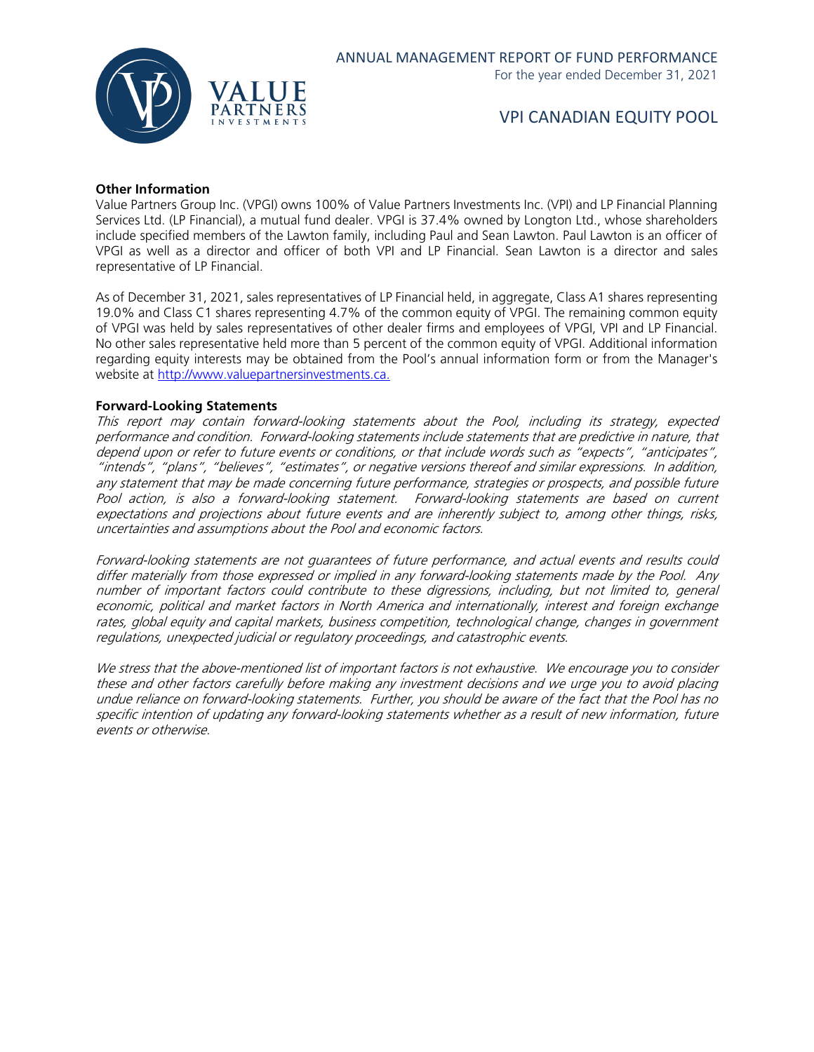## Other Information

Value Partners Group Inc. (VPGI) owns 100% of Value Partners Investments Inc. (VPI) and LP Financial Planning Services Ltd. (LP Financial), a mutual fund dealer. VPGI is 37.4% owned by Longton Ltd., whose shareholders include specified members of the Lawton family, including Paul and Sean Lawton. Paul Lawton is an officer of VPGI as well as a director and officer of both VPI and LP Financial. Sean Lawton is a director and sales representative of LP Financial.

As of December 31, 2021, sales representatives of LP Financial held, in aggregate, Class A1 shares representing 19.0% and Class C1 shares representing 4.7% of the common equity of VPGI. The remaining common equity of VPGI was held by sales representatives of other dealer firms and employees of VPGI, VPI and LP Financial. No other sales representative held more than 5 percent of the common equity of VPGI. Additional information regarding equity interests may be obtained from the Pool's annual information form or from the Manager's website at http://www.valuepartnersinvestments.ca.

## Forward-Looking Statements

*This report may contain forward-looking statements about the Pool, including its strategy, expected performance and condition. Forward-looking statements include statements that are predictive in nature, that depend upon or refer to future events or conditions, or that include words such as "expects", "anticipates", "intends", "plans", "believes", "estimates", or negative versions thereof and similar expressions. In addition, any statement that may be made concerning future performance, strategies or prospects, and possible future Pool action, is also a forward-looking statement. Forward-looking statements are based on current expectations and projections about future events and are inherently subject to, among other things, risks, uncertainties and assumptions about the Pool and economic factors.*

*Forward-looking statements are not guarantees of future performance, and actual events and results could differ materially from those expressed or implied in any forward-looking statements made by the Pool. Any number of important factors could contribute to these digressions, including, but not limited to, general economic, political and market factors in North America and internationally, interest and foreign exchange rates, global equity and capital markets, business competition, technological change, changes in government regulations, unexpected judicial or regulatory proceedings, and catastrophic events.*

*We stress that the above-mentioned list of important factors is not exhaustive. We encourage you to consider these and other factors carefully before making any investment decisions and we urge you to avoid placing undue reliance on forward-looking statements. Further, you should be aware of the fact that the Pool has no specific intention of updating any forward-looking statements whether as a result of new information, future events or otherwise.*